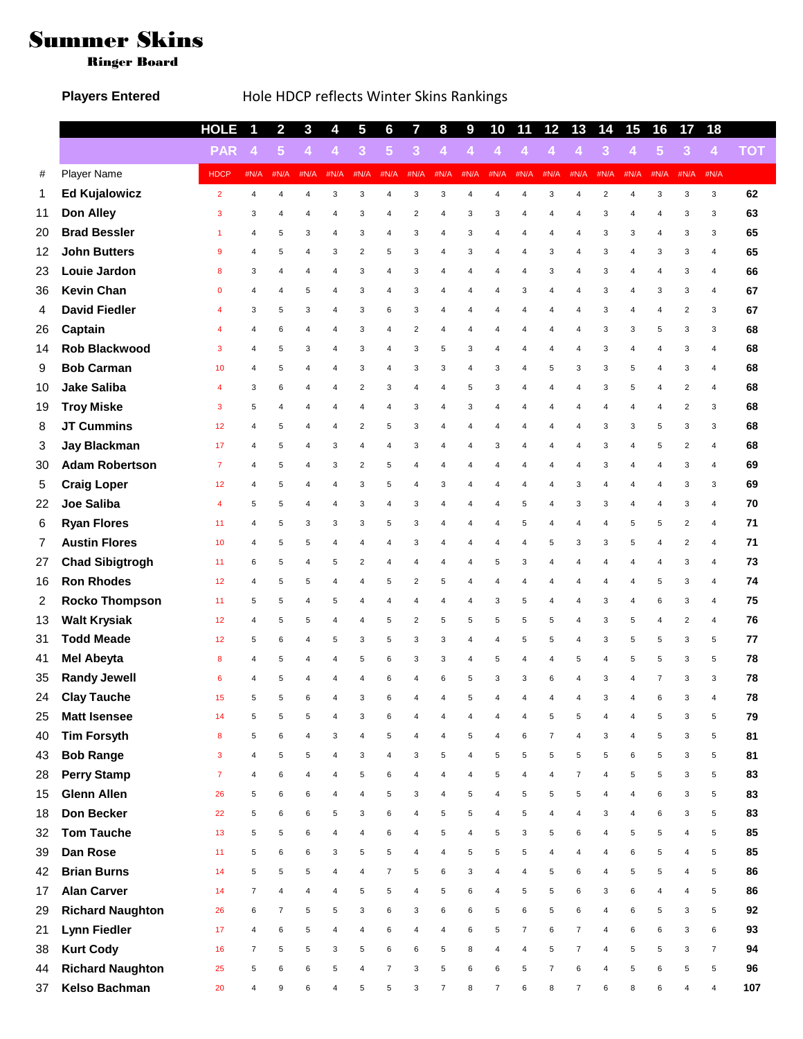# Summer Skins

**Ringer Board**

**Players Entered**

Hole HDCP reflects Winter Skins Rankings

| # | Player Name | HDCP | 1 | 2 | 3 | 4 | 5 | 6 | 7 | 8 | 9 | 10 | 11 | 12 | 13 | 14 | 15 | 16 | 17 | 18 | TOT |
|---|---|---|---|---|---|---|---|---|---|---|---|---|---|---|---|---|---|---|---|---|---|
| | HOLE | | 1 | 2 | 3 | 4 | 5 | 6 | 7 | 8 | 9 | 10 | 11 | 12 | 13 | 14 | 15 | 16 | 17 | 18 | |
| | PAR | | 4 | 5 | 4 | 4 | 3 | 5 | 3 | 4 | 4 | 4 | 4 | 4 | 4 | 3 | 4 | 5 | 3 | 4 | TOT |
| | | HDCP | #N/A | #N/A | #N/A | #N/A | #N/A | #N/A | #N/A | #N/A | #N/A | #N/A | #N/A | #N/A | #N/A | #N/A | #N/A | #N/A | #N/A | #N/A | |
| 1 | **Ed Kujalowicz** | 2 | 4 | 4 | 4 | 3 | 3 | 4 | 3 | 3 | 4 | 4 | 4 | 3 | 4 | 2 | 4 | 3 | 3 | 3 | **62** |
| 11 | **Don Alley** | 3 | 3 | 4 | 4 | 4 | 3 | 4 | 2 | 4 | 3 | 3 | 4 | 4 | 4 | 3 | 4 | 4 | 3 | 3 | **63** |
| 20 | **Brad Bessler** | 1 | 4 | 5 | 3 | 4 | 3 | 4 | 3 | 4 | 3 | 4 | 4 | 4 | 4 | 3 | 3 | 4 | 3 | 3 | **65** |
| 12 | **John Butters** | 9 | 4 | 5 | 4 | 3 | 2 | 5 | 3 | 4 | 3 | 4 | 4 | 3 | 4 | 3 | 4 | 3 | 3 | 4 | **65** |
| 23 | **Louie Jardon** | 8 | 3 | 4 | 4 | 4 | 3 | 4 | 3 | 4 | 4 | 4 | 4 | 3 | 4 | 3 | 4 | 4 | 3 | 4 | **66** |
| 36 | **Kevin Chan** | 0 | 4 | 4 | 5 | 4 | 3 | 4 | 3 | 4 | 4 | 4 | 3 | 4 | 4 | 3 | 4 | 3 | 3 | 4 | **67** |
| 4 | **David Fiedler** | 4 | 3 | 5 | 3 | 4 | 3 | 6 | 3 | 4 | 4 | 4 | 4 | 4 | 4 | 3 | 4 | 4 | 2 | 3 | **67** |
| 26 | **Captain** | 4 | 4 | 6 | 4 | 4 | 3 | 4 | 2 | 4 | 4 | 4 | 4 | 4 | 4 | 3 | 3 | 5 | 3 | 3 | **68** |
| 14 | **Rob Blackwood** | 3 | 4 | 5 | 3 | 4 | 3 | 4 | 3 | 5 | 3 | 4 | 4 | 4 | 4 | 3 | 4 | 4 | 3 | 4 | **68** |
| 9 | **Bob Carman** | 10 | 4 | 5 | 4 | 4 | 3 | 4 | 3 | 3 | 4 | 3 | 4 | 5 | 3 | 3 | 5 | 4 | 3 | 4 | **68** |
| 10 | **Jake Saliba** | 4 | 3 | 6 | 4 | 4 | 2 | 3 | 4 | 4 | 5 | 3 | 4 | 4 | 4 | 3 | 5 | 4 | 2 | 4 | **68** |
| 19 | **Troy Miske** | 3 | 5 | 4 | 4 | 4 | 4 | 4 | 3 | 4 | 3 | 4 | 4 | 4 | 4 | 4 | 4 | 4 | 2 | 3 | **68** |
| 8 | **JT Cummins** | 12 | 4 | 5 | 4 | 4 | 2 | 5 | 3 | 4 | 4 | 4 | 4 | 4 | 4 | 3 | 3 | 5 | 3 | 3 | **68** |
| 3 | **Jay Blackman** | 17 | 4 | 5 | 4 | 3 | 4 | 4 | 3 | 4 | 4 | 3 | 4 | 4 | 4 | 3 | 4 | 5 | 2 | 4 | **68** |
| 30 | **Adam Robertson** | 7 | 4 | 5 | 4 | 3 | 2 | 5 | 4 | 4 | 4 | 4 | 4 | 4 | 4 | 3 | 4 | 4 | 3 | 4 | **69** |
| 5 | **Craig Loper** | 12 | 4 | 5 | 4 | 4 | 3 | 5 | 4 | 3 | 4 | 4 | 4 | 4 | 3 | 4 | 4 | 4 | 3 | 3 | **69** |
| 22 | **Joe Saliba** | 4 | 5 | 5 | 4 | 4 | 3 | 4 | 3 | 4 | 4 | 4 | 5 | 4 | 3 | 3 | 4 | 4 | 3 | 4 | **70** |
| 6 | **Ryan Flores** | 11 | 4 | 5 | 3 | 3 | 3 | 5 | 3 | 4 | 4 | 4 | 5 | 4 | 4 | 4 | 5 | 5 | 2 | 4 | **71** |
| 7 | **Austin Flores** | 10 | 4 | 5 | 5 | 4 | 4 | 4 | 3 | 4 | 4 | 4 | 4 | 5 | 3 | 3 | 5 | 4 | 2 | 4 | **71** |
| 27 | **Chad Sibigtrogh** | 11 | 6 | 5 | 4 | 5 | 2 | 4 | 4 | 4 | 4 | 5 | 3 | 4 | 4 | 4 | 4 | 4 | 3 | 4 | **73** |
| 16 | **Ron Rhodes** | 12 | 4 | 5 | 5 | 4 | 4 | 5 | 2 | 5 | 4 | 4 | 4 | 4 | 4 | 4 | 4 | 5 | 3 | 4 | **74** |
| 2 | **Rocko Thompson** | 11 | 5 | 5 | 4 | 5 | 4 | 4 | 4 | 4 | 4 | 3 | 5 | 4 | 4 | 3 | 4 | 6 | 3 | 4 | **75** |
| 13 | **Walt Krysiak** | 12 | 4 | 5 | 5 | 4 | 4 | 5 | 2 | 5 | 5 | 5 | 5 | 5 | 4 | 3 | 5 | 4 | 2 | 4 | **76** |
| 31 | **Todd Meade** | 12 | 5 | 6 | 4 | 5 | 3 | 5 | 3 | 3 | 4 | 4 | 5 | 5 | 4 | 3 | 5 | 5 | 3 | 5 | **77** |
| 41 | **Mel Abeyta** | 8 | 4 | 5 | 4 | 4 | 5 | 6 | 3 | 3 | 4 | 5 | 4 | 4 | 5 | 4 | 5 | 5 | 3 | 5 | **78** |
| 35 | **Randy Jewell** | 6 | 4 | 5 | 4 | 4 | 4 | 6 | 4 | 6 | 5 | 3 | 3 | 6 | 4 | 3 | 4 | 7 | 3 | 3 | **78** |
| 24 | **Clay Tauche** | 15 | 5 | 5 | 6 | 4 | 3 | 6 | 4 | 4 | 5 | 4 | 4 | 4 | 4 | 3 | 4 | 6 | 3 | 4 | **78** |
| 25 | **Matt Isensee** | 14 | 5 | 5 | 5 | 4 | 3 | 6 | 4 | 4 | 4 | 4 | 4 | 5 | 5 | 4 | 4 | 5 | 3 | 5 | **79** |
| 40 | **Tim Forsyth** | 8 | 5 | 6 | 4 | 3 | 4 | 5 | 4 | 4 | 5 | 4 | 6 | 7 | 4 | 3 | 4 | 5 | 3 | 5 | **81** |
| 43 | **Bob Range** | 3 | 4 | 5 | 5 | 4 | 3 | 4 | 3 | 5 | 4 | 5 | 5 | 5 | 5 | 5 | 6 | 5 | 3 | 5 | **81** |
| 28 | **Perry Stamp** | 7 | 4 | 6 | 4 | 4 | 5 | 6 | 4 | 4 | 4 | 5 | 4 | 4 | 7 | 4 | 5 | 5 | 3 | 5 | **83** |
| 15 | **Glenn Allen** | 26 | 5 | 6 | 6 | 4 | 4 | 5 | 3 | 4 | 5 | 4 | 5 | 5 | 5 | 4 | 4 | 6 | 3 | 5 | **83** |
| 18 | **Don Becker** | 22 | 5 | 6 | 6 | 5 | 3 | 6 | 4 | 5 | 5 | 4 | 5 | 4 | 4 | 3 | 4 | 6 | 3 | 5 | **83** |
| 32 | **Tom Tauche** | 13 | 5 | 5 | 6 | 4 | 4 | 6 | 4 | 5 | 4 | 5 | 3 | 5 | 6 | 4 | 5 | 5 | 4 | 5 | **85** |
| 39 | **Dan Rose** | 11 | 5 | 6 | 6 | 3 | 5 | 5 | 4 | 4 | 5 | 5 | 5 | 4 | 4 | 4 | 6 | 5 | 4 | 5 | **85** |
| 42 | **Brian Burns** | 14 | 5 | 5 | 5 | 4 | 4 | 7 | 5 | 6 | 3 | 4 | 4 | 5 | 6 | 4 | 5 | 5 | 4 | 5 | **86** |
| 17 | **Alan Carver** | 14 | 7 | 4 | 4 | 4 | 5 | 5 | 4 | 5 | 6 | 4 | 5 | 5 | 6 | 3 | 6 | 4 | 4 | 5 | **86** |
| 29 | **Richard Naughton** | 26 | 6 | 7 | 5 | 5 | 3 | 6 | 3 | 6 | 6 | 5 | 6 | 5 | 6 | 4 | 6 | 5 | 3 | 5 | **92** |
| 21 | **Lynn Fiedler** | 17 | 4 | 6 | 5 | 4 | 4 | 6 | 4 | 4 | 6 | 5 | 7 | 6 | 7 | 4 | 6 | 6 | 3 | 6 | **93** |
| 38 | **Kurt Cody** | 16 | 7 | 5 | 5 | 3 | 5 | 6 | 6 | 5 | 8 | 4 | 4 | 5 | 7 | 4 | 5 | 5 | 3 | 7 | **94** |
| 44 | **Richard Naughton** | 25 | 5 | 6 | 6 | 5 | 4 | 7 | 3 | 5 | 6 | 6 | 5 | 7 | 6 | 4 | 5 | 6 | 5 | 5 | **96** |
| 37 | **Kelso Bachman** | 20 | 4 | 9 | 6 | 4 | 5 | 5 | 3 | 7 | 8 | 7 | 6 | 8 | 7 | 6 | 8 | 6 | 4 | 4 | **107** |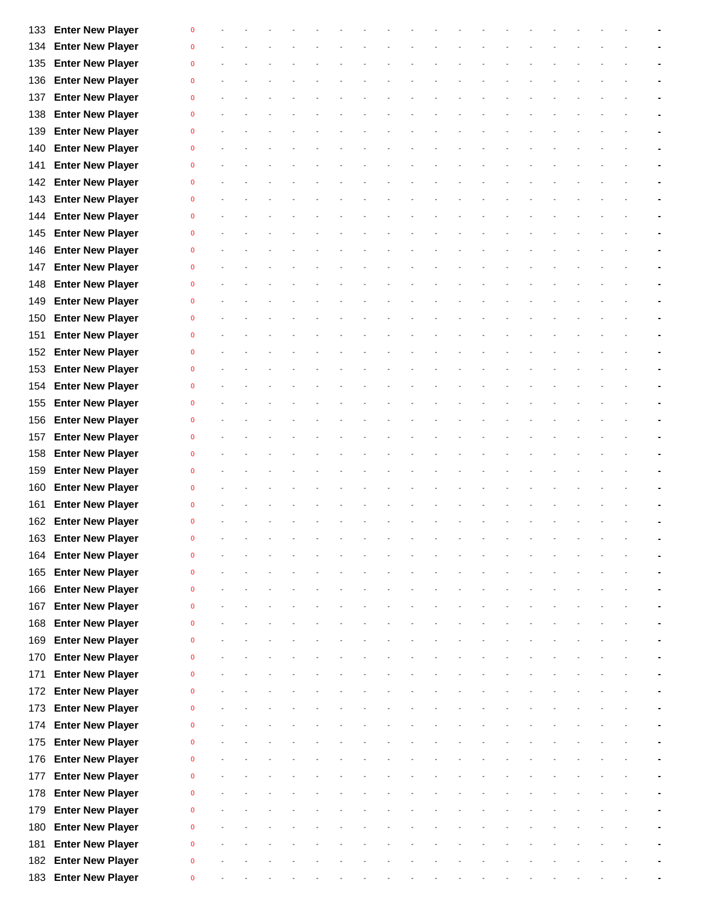| | | | | | | | | | | | | | | | | | | | | | |
|---|---|---|---|---|---|---|---|---|---|---|---|---|---|---|---|---|---|---|---|---|---|
| 133 | **Enter New Player** | 0 | - | - | - | - | - | - | - | - | - | - | - | - | - | - | - | - | - | - | **-** |
| 134 | **Enter New Player** | 0 | - | - | - | - | - | - | - | - | - | - | - | - | - | - | - | - | - | - | **-** |
| 135 | **Enter New Player** | 0 | - | - | - | - | - | - | - | - | - | - | - | - | - | - | - | - | - | - | **-** |
| 136 | **Enter New Player** | 0 | - | - | - | - | - | - | - | - | - | - | - | - | - | - | - | - | - | - | **-** |
| 137 | **Enter New Player** | 0 | - | - | - | - | - | - | - | - | - | - | - | - | - | - | - | - | - | - | **-** |
| 138 | **Enter New Player** | 0 | - | - | - | - | - | - | - | - | - | - | - | - | - | - | - | - | - | - | **-** |
| 139 | **Enter New Player** | 0 | - | - | - | - | - | - | - | - | - | - | - | - | - | - | - | - | - | - | **-** |
| 140 | **Enter New Player** | 0 | - | - | - | - | - | - | - | - | - | - | - | - | - | - | - | - | - | - | **-** |
| 141 | **Enter New Player** | 0 | - | - | - | - | - | - | - | - | - | - | - | - | - | - | - | - | - | - | **-** |
| 142 | **Enter New Player** | 0 | - | - | - | - | - | - | - | - | - | - | - | - | - | - | - | - | - | - | **-** |
| 143 | **Enter New Player** | 0 | - | - | - | - | - | - | - | - | - | - | - | - | - | - | - | - | - | - | **-** |
| 144 | **Enter New Player** | 0 | - | - | - | - | - | - | - | - | - | - | - | - | - | - | - | - | - | - | **-** |
| 145 | **Enter New Player** | 0 | - | - | - | - | - | - | - | - | - | - | - | - | - | - | - | - | - | - | **-** |
| 146 | **Enter New Player** | 0 | - | - | - | - | - | - | - | - | - | - | - | - | - | - | - | - | - | - | **-** |
| 147 | **Enter New Player** | 0 | - | - | - | - | - | - | - | - | - | - | - | - | - | - | - | - | - | - | **-** |
| 148 | **Enter New Player** | 0 | - | - | - | - | - | - | - | - | - | - | - | - | - | - | - | - | - | - | **-** |
| 149 | **Enter New Player** | 0 | - | - | - | - | - | - | - | - | - | - | - | - | - | - | - | - | - | - | **-** |
| 150 | **Enter New Player** | 0 | - | - | - | - | - | - | - | - | - | - | - | - | - | - | - | - | - | - | **-** |
| 151 | **Enter New Player** | 0 | - | - | - | - | - | - | - | - | - | - | - | - | - | - | - | - | - | - | **-** |
| 152 | **Enter New Player** | 0 | - | - | - | - | - | - | - | - | - | - | - | - | - | - | - | - | - | - | **-** |
| 153 | **Enter New Player** | 0 | - | - | - | - | - | - | - | - | - | - | - | - | - | - | - | - | - | - | **-** |
| 154 | **Enter New Player** | 0 | - | - | - | - | - | - | - | - | - | - | - | - | - | - | - | - | - | - | **-** |
| 155 | **Enter New Player** | 0 | - | - | - | - | - | - | - | - | - | - | - | - | - | - | - | - | - | - | **-** |
| 156 | **Enter New Player** | 0 | - | - | - | - | - | - | - | - | - | - | - | - | - | - | - | - | - | - | **-** |
| 157 | **Enter New Player** | 0 | - | - | - | - | - | - | - | - | - | - | - | - | - | - | - | - | - | - | **-** |
| 158 | **Enter New Player** | 0 | - | - | - | - | - | - | - | - | - | - | - | - | - | - | - | - | - | - | **-** |
| 159 | **Enter New Player** | 0 | - | - | - | - | - | - | - | - | - | - | - | - | - | - | - | - | - | - | **-** |
| 160 | **Enter New Player** | 0 | - | - | - | - | - | - | - | - | - | - | - | - | - | - | - | - | - | - | **-** |
| 161 | **Enter New Player** | 0 | - | - | - | - | - | - | - | - | - | - | - | - | - | - | - | - | - | - | **-** |
| 162 | **Enter New Player** | 0 | - | - | - | - | - | - | - | - | - | - | - | - | - | - | - | - | - | - | **-** |
| 163 | **Enter New Player** | 0 | - | - | - | - | - | - | - | - | - | - | - | - | - | - | - | - | - | - | **-** |
| 164 | **Enter New Player** | 0 | - | - | - | - | - | - | - | - | - | - | - | - | - | - | - | - | - | - | **-** |
| 165 | **Enter New Player** | 0 | - | - | - | - | - | - | - | - | - | - | - | - | - | - | - | - | - | - | **-** |
| 166 | **Enter New Player** | 0 | - | - | - | - | - | - | - | - | - | - | - | - | - | - | - | - | - | - | **-** |
| 167 | **Enter New Player** | 0 | - | - | - | - | - | - | - | - | - | - | - | - | - | - | - | - | - | - | **-** |
| 168 | **Enter New Player** | 0 | - | - | - | - | - | - | - | - | - | - | - | - | - | - | - | - | - | - | **-** |
| 169 | **Enter New Player** | 0 | - | - | - | - | - | - | - | - | - | - | - | - | - | - | - | - | - | - | **-** |
| 170 | **Enter New Player** | 0 | - | - | - | - | - | - | - | - | - | - | - | - | - | - | - | - | - | - | **-** |
| 171 | **Enter New Player** | 0 | - | - | - | - | - | - | - | - | - | - | - | - | - | - | - | - | - | - | **-** |
| 172 | **Enter New Player** | 0 | - | - | - | - | - | - | - | - | - | - | - | - | - | - | - | - | - | - | **-** |
| 173 | **Enter New Player** | 0 | - | - | - | - | - | - | - | - | - | - | - | - | - | - | - | - | - | - | **-** |
| 174 | **Enter New Player** | 0 | - | - | - | - | - | - | - | - | - | - | - | - | - | - | - | - | - | - | **-** |
| 175 | **Enter New Player** | 0 | - | - | - | - | - | - | - | - | - | - | - | - | - | - | - | - | - | - | **-** |
| 176 | **Enter New Player** | 0 | - | - | - | - | - | - | - | - | - | - | - | - | - | - | - | - | - | - | **-** |
| 177 | **Enter New Player** | 0 | - | - | - | - | - | - | - | - | - | - | - | - | - | - | - | - | - | - | **-** |
| 178 | **Enter New Player** | 0 | - | - | - | - | - | - | - | - | - | - | - | - | - | - | - | - | - | - | **-** |
| 179 | **Enter New Player** | 0 | - | - | - | - | - | - | - | - | - | - | - | - | - | - | - | - | - | - | **-** |
| 180 | **Enter New Player** | 0 | - | - | - | - | - | - | - | - | - | - | - | - | - | - | - | - | - | - | **-** |
| 181 | **Enter New Player** | 0 | - | - | - | - | - | - | - | - | - | - | - | - | - | - | - | - | - | - | **-** |
| 182 | **Enter New Player** | 0 | - | - | - | - | - | - | - | - | - | - | - | - | - | - | - | - | - | - | **-** |
| 183 | **Enter New Player** | 0 | - | - | - | - | - | - | - | - | - | - | - | - | - | - | - | - | - | - | **-** |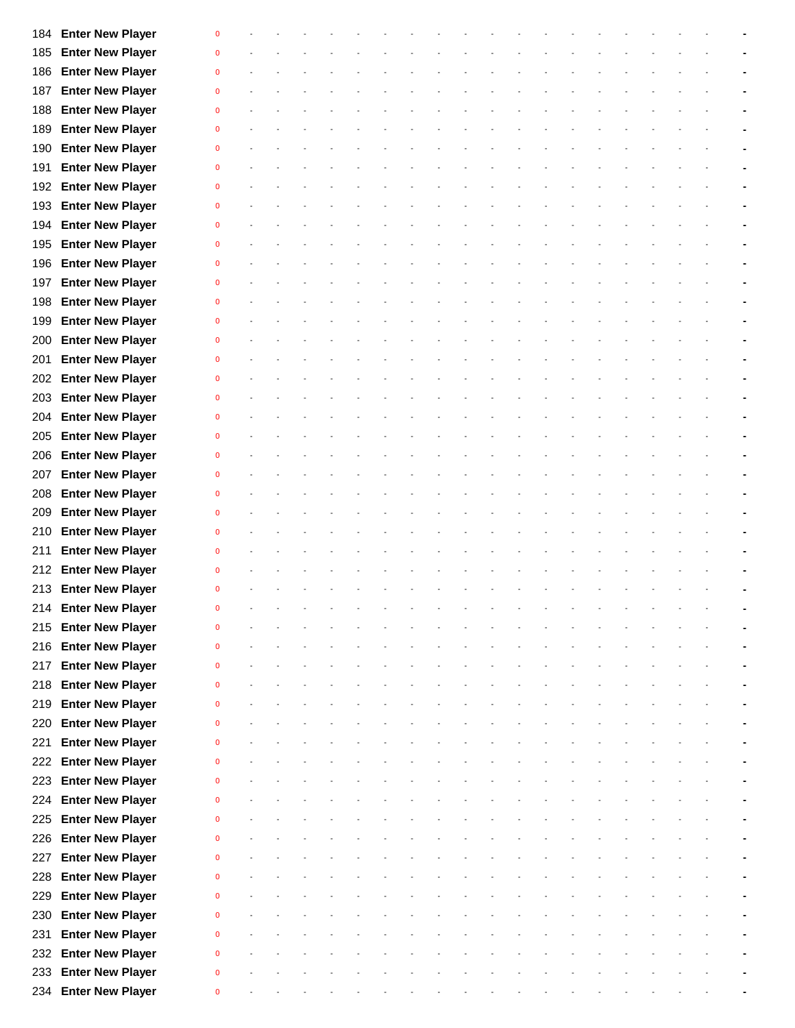| | | | | | | | | | | | | | | | | | | | | | |
|---|---|---|---|---|---|---|---|---|---|---|---|---|---|---|---|---|---|---|---|---|---|
| 184 | **Enter New Player** | 0 | - | - | - | - | - | - | - | - | - | - | - | - | - | - | - | - | - | - | **-** |
| 185 | **Enter New Player** | 0 | - | - | - | - | - | - | - | - | - | - | - | - | - | - | - | - | - | - | **-** |
| 186 | **Enter New Player** | 0 | - | - | - | - | - | - | - | - | - | - | - | - | - | - | - | - | - | - | **-** |
| 187 | **Enter New Player** | 0 | - | - | - | - | - | - | - | - | - | - | - | - | - | - | - | - | - | - | **-** |
| 188 | **Enter New Player** | 0 | - | - | - | - | - | - | - | - | - | - | - | - | - | - | - | - | - | - | **-** |
| 189 | **Enter New Player** | 0 | - | - | - | - | - | - | - | - | - | - | - | - | - | - | - | - | - | - | **-** |
| 190 | **Enter New Player** | 0 | - | - | - | - | - | - | - | - | - | - | - | - | - | - | - | - | - | - | **-** |
| 191 | **Enter New Player** | 0 | - | - | - | - | - | - | - | - | - | - | - | - | - | - | - | - | - | - | **-** |
| 192 | **Enter New Player** | 0 | - | - | - | - | - | - | - | - | - | - | - | - | - | - | - | - | - | - | **-** |
| 193 | **Enter New Player** | 0 | - | - | - | - | - | - | - | - | - | - | - | - | - | - | - | - | - | - | **-** |
| 194 | **Enter New Player** | 0 | - | - | - | - | - | - | - | - | - | - | - | - | - | - | - | - | - | - | **-** |
| 195 | **Enter New Player** | 0 | - | - | - | - | - | - | - | - | - | - | - | - | - | - | - | - | - | - | **-** |
| 196 | **Enter New Player** | 0 | - | - | - | - | - | - | - | - | - | - | - | - | - | - | - | - | - | - | **-** |
| 197 | **Enter New Player** | 0 | - | - | - | - | - | - | - | - | - | - | - | - | - | - | - | - | - | - | **-** |
| 198 | **Enter New Player** | 0 | - | - | - | - | - | - | - | - | - | - | - | - | - | - | - | - | - | - | **-** |
| 199 | **Enter New Player** | 0 | - | - | - | - | - | - | - | - | - | - | - | - | - | - | - | - | - | - | **-** |
| 200 | **Enter New Player** | 0 | - | - | - | - | - | - | - | - | - | - | - | - | - | - | - | - | - | - | **-** |
| 201 | **Enter New Player** | 0 | - | - | - | - | - | - | - | - | - | - | - | - | - | - | - | - | - | - | **-** |
| 202 | **Enter New Player** | 0 | - | - | - | - | - | - | - | - | - | - | - | - | - | - | - | - | - | - | **-** |
| 203 | **Enter New Player** | 0 | - | - | - | - | - | - | - | - | - | - | - | - | - | - | - | - | - | - | **-** |
| 204 | **Enter New Player** | 0 | - | - | - | - | - | - | - | - | - | - | - | - | - | - | - | - | - | - | **-** |
| 205 | **Enter New Player** | 0 | - | - | - | - | - | - | - | - | - | - | - | - | - | - | - | - | - | - | **-** |
| 206 | **Enter New Player** | 0 | - | - | - | - | - | - | - | - | - | - | - | - | - | - | - | - | - | - | **-** |
| 207 | **Enter New Player** | 0 | - | - | - | - | - | - | - | - | - | - | - | - | - | - | - | - | - | - | **-** |
| 208 | **Enter New Player** | 0 | - | - | - | - | - | - | - | - | - | - | - | - | - | - | - | - | - | - | **-** |
| 209 | **Enter New Player** | 0 | - | - | - | - | - | - | - | - | - | - | - | - | - | - | - | - | - | - | **-** |
| 210 | **Enter New Player** | 0 | - | - | - | - | - | - | - | - | - | - | - | - | - | - | - | - | - | - | **-** |
| 211 | **Enter New Player** | 0 | - | - | - | - | - | - | - | - | - | - | - | - | - | - | - | - | - | - | **-** |
| 212 | **Enter New Player** | 0 | - | - | - | - | - | - | - | - | - | - | - | - | - | - | - | - | - | - | **-** |
| 213 | **Enter New Player** | 0 | - | - | - | - | - | - | - | - | - | - | - | - | - | - | - | - | - | - | **-** |
| 214 | **Enter New Player** | 0 | - | - | - | - | - | - | - | - | - | - | - | - | - | - | - | - | - | - | **-** |
| 215 | **Enter New Player** | 0 | - | - | - | - | - | - | - | - | - | - | - | - | - | - | - | - | - | - | **-** |
| 216 | **Enter New Player** | 0 | - | - | - | - | - | - | - | - | - | - | - | - | - | - | - | - | - | - | **-** |
| 217 | **Enter New Player** | 0 | - | - | - | - | - | - | - | - | - | - | - | - | - | - | - | - | - | - | **-** |
| 218 | **Enter New Player** | 0 | - | - | - | - | - | - | - | - | - | - | - | - | - | - | - | - | - | - | **-** |
| 219 | **Enter New Player** | 0 | - | - | - | - | - | - | - | - | - | - | - | - | - | - | - | - | - | - | **-** |
| 220 | **Enter New Player** | 0 | - | - | - | - | - | - | - | - | - | - | - | - | - | - | - | - | - | - | **-** |
| 221 | **Enter New Player** | 0 | - | - | - | - | - | - | - | - | - | - | - | - | - | - | - | - | - | - | **-** |
| 222 | **Enter New Player** | 0 | - | - | - | - | - | - | - | - | - | - | - | - | - | - | - | - | - | - | **-** |
| 223 | **Enter New Player** | 0 | - | - | - | - | - | - | - | - | - | - | - | - | - | - | - | - | - | - | **-** |
| 224 | **Enter New Player** | 0 | - | - | - | - | - | - | - | - | - | - | - | - | - | - | - | - | - | - | **-** |
| 225 | **Enter New Player** | 0 | - | - | - | - | - | - | - | - | - | - | - | - | - | - | - | - | - | - | **-** |
| 226 | **Enter New Player** | 0 | - | - | - | - | - | - | - | - | - | - | - | - | - | - | - | - | - | - | **-** |
| 227 | **Enter New Player** | 0 | - | - | - | - | - | - | - | - | - | - | - | - | - | - | - | - | - | - | **-** |
| 228 | **Enter New Player** | 0 | - | - | - | - | - | - | - | - | - | - | - | - | - | - | - | - | - | - | **-** |
| 229 | **Enter New Player** | 0 | - | - | - | - | - | - | - | - | - | - | - | - | - | - | - | - | - | - | **-** |
| 230 | **Enter New Player** | 0 | - | - | - | - | - | - | - | - | - | - | - | - | - | - | - | - | - | - | **-** |
| 231 | **Enter New Player** | 0 | - | - | - | - | - | - | - | - | - | - | - | - | - | - | - | - | - | - | **-** |
| 232 | **Enter New Player** | 0 | - | - | - | - | - | - | - | - | - | - | - | - | - | - | - | - | - | - | **-** |
| 233 | **Enter New Player** | 0 | - | - | - | - | - | - | - | - | - | - | - | - | - | - | - | - | - | - | **-** |
| 234 | **Enter New Player** | 0 | - | - | - | - | - | - | - | - | - | - | - | - | - | - | - | - | - | - | **-** |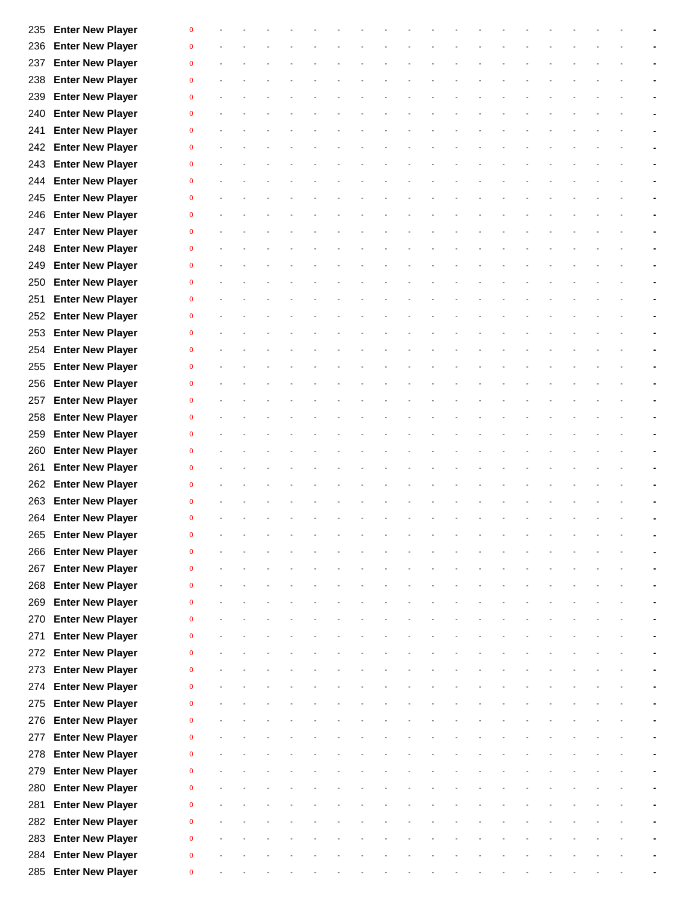| | | | | | | | | | | | | | | | | | | | | | |
|---|---|---|---|---|---|---|---|---|---|---|---|---|---|---|---|---|---|---|---|---|---|
| 235 | **Enter New Player** | 0 | - | - | - | - | - | - | - | - | - | - | - | - | - | - | - | - | - | - | **-** |
| 236 | **Enter New Player** | 0 | - | - | - | - | - | - | - | - | - | - | - | - | - | - | - | - | - | - | **-** |
| 237 | **Enter New Player** | 0 | - | - | - | - | - | - | - | - | - | - | - | - | - | - | - | - | - | - | **-** |
| 238 | **Enter New Player** | 0 | - | - | - | - | - | - | - | - | - | - | - | - | - | - | - | - | - | - | **-** |
| 239 | **Enter New Player** | 0 | - | - | - | - | - | - | - | - | - | - | - | - | - | - | - | - | - | - | **-** |
| 240 | **Enter New Player** | 0 | - | - | - | - | - | - | - | - | - | - | - | - | - | - | - | - | - | - | **-** |
| 241 | **Enter New Player** | 0 | - | - | - | - | - | - | - | - | - | - | - | - | - | - | - | - | - | - | **-** |
| 242 | **Enter New Player** | 0 | - | - | - | - | - | - | - | - | - | - | - | - | - | - | - | - | - | - | **-** |
| 243 | **Enter New Player** | 0 | - | - | - | - | - | - | - | - | - | - | - | - | - | - | - | - | - | - | **-** |
| 244 | **Enter New Player** | 0 | - | - | - | - | - | - | - | - | - | - | - | - | - | - | - | - | - | - | **-** |
| 245 | **Enter New Player** | 0 | - | - | - | - | - | - | - | - | - | - | - | - | - | - | - | - | - | - | **-** |
| 246 | **Enter New Player** | 0 | - | - | - | - | - | - | - | - | - | - | - | - | - | - | - | - | - | - | **-** |
| 247 | **Enter New Player** | 0 | - | - | - | - | - | - | - | - | - | - | - | - | - | - | - | - | - | - | **-** |
| 248 | **Enter New Player** | 0 | - | - | - | - | - | - | - | - | - | - | - | - | - | - | - | - | - | - | **-** |
| 249 | **Enter New Player** | 0 | - | - | - | - | - | - | - | - | - | - | - | - | - | - | - | - | - | - | **-** |
| 250 | **Enter New Player** | 0 | - | - | - | - | - | - | - | - | - | - | - | - | - | - | - | - | - | - | **-** |
| 251 | **Enter New Player** | 0 | - | - | - | - | - | - | - | - | - | - | - | - | - | - | - | - | - | - | **-** |
| 252 | **Enter New Player** | 0 | - | - | - | - | - | - | - | - | - | - | - | - | - | - | - | - | - | - | **-** |
| 253 | **Enter New Player** | 0 | - | - | - | - | - | - | - | - | - | - | - | - | - | - | - | - | - | - | **-** |
| 254 | **Enter New Player** | 0 | - | - | - | - | - | - | - | - | - | - | - | - | - | - | - | - | - | - | **-** |
| 255 | **Enter New Player** | 0 | - | - | - | - | - | - | - | - | - | - | - | - | - | - | - | - | - | - | **-** |
| 256 | **Enter New Player** | 0 | - | - | - | - | - | - | - | - | - | - | - | - | - | - | - | - | - | - | **-** |
| 257 | **Enter New Player** | 0 | - | - | - | - | - | - | - | - | - | - | - | - | - | - | - | - | - | - | **-** |
| 258 | **Enter New Player** | 0 | - | - | - | - | - | - | - | - | - | - | - | - | - | - | - | - | - | - | **-** |
| 259 | **Enter New Player** | 0 | - | - | - | - | - | - | - | - | - | - | - | - | - | - | - | - | - | - | **-** |
| 260 | **Enter New Player** | 0 | - | - | - | - | - | - | - | - | - | - | - | - | - | - | - | - | - | - | **-** |
| 261 | **Enter New Player** | 0 | - | - | - | - | - | - | - | - | - | - | - | - | - | - | - | - | - | - | **-** |
| 262 | **Enter New Player** | 0 | - | - | - | - | - | - | - | - | - | - | - | - | - | - | - | - | - | - | **-** |
| 263 | **Enter New Player** | 0 | - | - | - | - | - | - | - | - | - | - | - | - | - | - | - | - | - | - | **-** |
| 264 | **Enter New Player** | 0 | - | - | - | - | - | - | - | - | - | - | - | - | - | - | - | - | - | - | **-** |
| 265 | **Enter New Player** | 0 | - | - | - | - | - | - | - | - | - | - | - | - | - | - | - | - | - | - | **-** |
| 266 | **Enter New Player** | 0 | - | - | - | - | - | - | - | - | - | - | - | - | - | - | - | - | - | - | **-** |
| 267 | **Enter New Player** | 0 | - | - | - | - | - | - | - | - | - | - | - | - | - | - | - | - | - | - | **-** |
| 268 | **Enter New Player** | 0 | - | - | - | - | - | - | - | - | - | - | - | - | - | - | - | - | - | - | **-** |
| 269 | **Enter New Player** | 0 | - | - | - | - | - | - | - | - | - | - | - | - | - | - | - | - | - | - | **-** |
| 270 | **Enter New Player** | 0 | - | - | - | - | - | - | - | - | - | - | - | - | - | - | - | - | - | - | **-** |
| 271 | **Enter New Player** | 0 | - | - | - | - | - | - | - | - | - | - | - | - | - | - | - | - | - | - | **-** |
| 272 | **Enter New Player** | 0 | - | - | - | - | - | - | - | - | - | - | - | - | - | - | - | - | - | - | **-** |
| 273 | **Enter New Player** | 0 | - | - | - | - | - | - | - | - | - | - | - | - | - | - | - | - | - | - | **-** |
| 274 | **Enter New Player** | 0 | - | - | - | - | - | - | - | - | - | - | - | - | - | - | - | - | - | - | **-** |
| 275 | **Enter New Player** | 0 | - | - | - | - | - | - | - | - | - | - | - | - | - | - | - | - | - | - | **-** |
| 276 | **Enter New Player** | 0 | - | - | - | - | - | - | - | - | - | - | - | - | - | - | - | - | - | - | **-** |
| 277 | **Enter New Player** | 0 | - | - | - | - | - | - | - | - | - | - | - | - | - | - | - | - | - | - | **-** |
| 278 | **Enter New Player** | 0 | - | - | - | - | - | - | - | - | - | - | - | - | - | - | - | - | - | - | **-** |
| 279 | **Enter New Player** | 0 | - | - | - | - | - | - | - | - | - | - | - | - | - | - | - | - | - | - | **-** |
| 280 | **Enter New Player** | 0 | - | - | - | - | - | - | - | - | - | - | - | - | - | - | - | - | - | - | **-** |
| 281 | **Enter New Player** | 0 | - | - | - | - | - | - | - | - | - | - | - | - | - | - | - | - | - | - | **-** |
| 282 | **Enter New Player** | 0 | - | - | - | - | - | - | - | - | - | - | - | - | - | - | - | - | - | - | **-** |
| 283 | **Enter New Player** | 0 | - | - | - | - | - | - | - | - | - | - | - | - | - | - | - | - | - | - | **-** |
| 284 | **Enter New Player** | 0 | - | - | - | - | - | - | - | - | - | - | - | - | - | - | - | - | - | - | **-** |
| 285 | **Enter New Player** | 0 | - | - | - | - | - | - | - | - | - | - | - | - | - | - | - | - | - | - | **-** |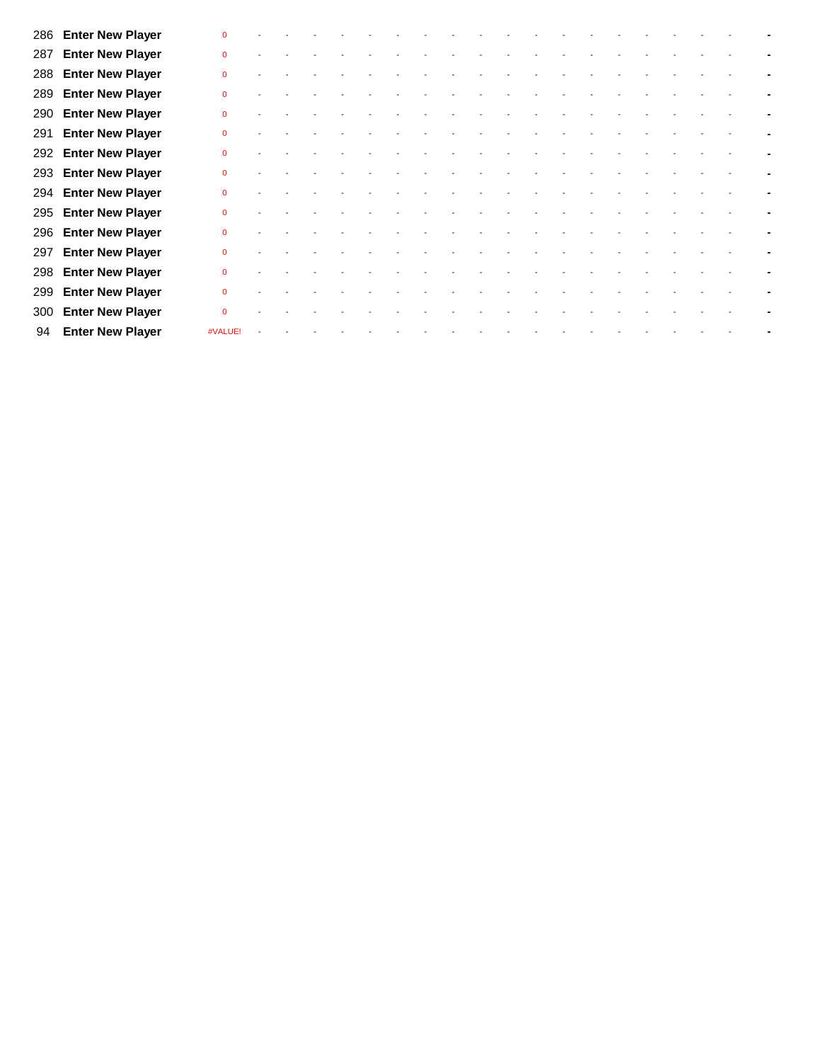| | | | | | | | | | | | | | | | | | | | | | |
|---|---|---|---|---|---|---|---|---|---|---|---|---|---|---|---|---|---|---|---|---|---|
| 286 | **Enter New Player** | 0 | - | - | - | - | - | - | - | - | - | - | - | - | - | - | - | - | - | - | **-** |
| 287 | **Enter New Player** | 0 | - | - | - | - | - | - | - | - | - | - | - | - | - | - | - | - | - | - | **-** |
| 288 | **Enter New Player** | 0 | - | - | - | - | - | - | - | - | - | - | - | - | - | - | - | - | - | - | **-** |
| 289 | **Enter New Player** | 0 | - | - | - | - | - | - | - | - | - | - | - | - | - | - | - | - | - | - | **-** |
| 290 | **Enter New Player** | 0 | - | - | - | - | - | - | - | - | - | - | - | - | - | - | - | - | - | - | **-** |
| 291 | **Enter New Player** | 0 | - | - | - | - | - | - | - | - | - | - | - | - | - | - | - | - | - | - | **-** |
| 292 | **Enter New Player** | 0 | - | - | - | - | - | - | - | - | - | - | - | - | - | - | - | - | - | - | **-** |
| 293 | **Enter New Player** | 0 | - | - | - | - | - | - | - | - | - | - | - | - | - | - | - | - | - | - | **-** |
| 294 | **Enter New Player** | 0 | - | - | - | - | - | - | - | - | - | - | - | - | - | - | - | - | - | - | **-** |
| 295 | **Enter New Player** | 0 | - | - | - | - | - | - | - | - | - | - | - | - | - | - | - | - | - | - | **-** |
| 296 | **Enter New Player** | 0 | - | - | - | - | - | - | - | - | - | - | - | - | - | - | - | - | - | - | **-** |
| 297 | **Enter New Player** | 0 | - | - | - | - | - | - | - | - | - | - | - | - | - | - | - | - | - | - | **-** |
| 298 | **Enter New Player** | 0 | - | - | - | - | - | - | - | - | - | - | - | - | - | - | - | - | - | - | **-** |
| 299 | **Enter New Player** | 0 | - | - | - | - | - | - | - | - | - | - | - | - | - | - | - | - | - | - | **-** |
| 300 | **Enter New Player** | 0 | - | - | - | - | - | - | - | - | - | - | - | - | - | - | - | - | - | - | **-** |
| 94 | **Enter New Player** | #VALUE! | - | - | - | - | - | - | - | - | - | - | - | - | - | - | - | - | - | - | **-** |